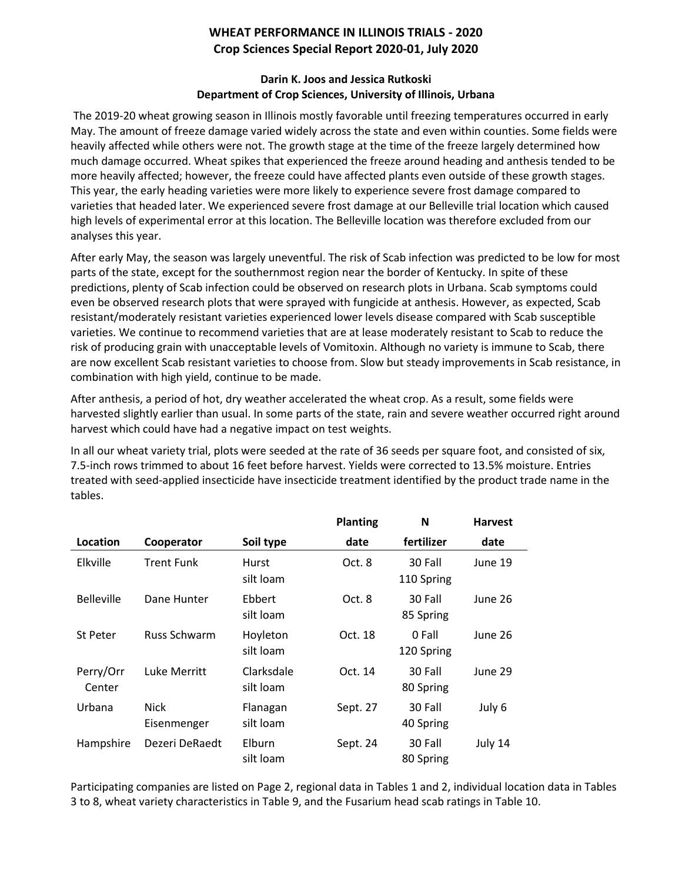# WHEAT PERFORMANCE IN ILLINOIS TRIALS - 2020
## Crop Sciences Special Report 2020-01, July 2020

**Darin K. Joos and Jessica Rutkoski**
**Department of Crop Sciences, University of Illinois, Urbana**

The 2019-20 wheat growing season in Illinois mostly favorable until freezing temperatures occurred in early May. The amount of freeze damage varied widely across the state and even within counties. Some fields were heavily affected while others were not. The growth stage at the time of the freeze largely determined how much damage occurred. Wheat spikes that experienced the freeze around heading and anthesis tended to be more heavily affected; however, the freeze could have affected plants even outside of these growth stages. This year, the early heading varieties were more likely to experience severe frost damage compared to varieties that headed later. We experienced severe frost damage at our Belleville trial location which caused high levels of experimental error at this location. The Belleville location was therefore excluded from our analyses this year.

After early May, the season was largely uneventful. The risk of Scab infection was predicted to be low for most parts of the state, except for the southernmost region near the border of Kentucky. In spite of these predictions, plenty of Scab infection could be observed on research plots in Urbana. Scab symptoms could even be observed research plots that were sprayed with fungicide at anthesis. However, as expected, Scab resistant/moderately resistant varieties experienced lower levels disease compared with Scab susceptible varieties. We continue to recommend varieties that are at lease moderately resistant to Scab to reduce the risk of producing grain with unacceptable levels of Vomitoxin. Although no variety is immune to Scab, there are now excellent Scab resistant varieties to choose from. Slow but steady improvements in Scab resistance, in combination with high yield, continue to be made.

After anthesis, a period of hot, dry weather accelerated the wheat crop. As a result, some fields were harvested slightly earlier than usual. In some parts of the state, rain and severe weather occurred right around harvest which could have had a negative impact on test weights.

In all our wheat variety trial, plots were seeded at the rate of 36 seeds per square foot, and consisted of six, 7.5-inch rows trimmed to about 16 feet before harvest. Yields were corrected to 13.5% moisture. Entries treated with seed-applied insecticide have insecticide treatment identified by the product trade name in the tables.

| Location | Cooperator | Soil type | Planting date | N fertilizer | Harvest date |
|---|---|---|---|---|---|
| Elkville | Trent Funk | Hurst silt loam | Oct. 8 | 30 Fall 110 Spring | June 19 |
| Belleville | Dane Hunter | Ebbert silt loam | Oct. 8 | 30 Fall 85 Spring | June 26 |
| St Peter | Russ Schwarm | Hoyleton silt loam | Oct. 18 | 0 Fall 120 Spring | June 26 |
| Perry/Orr Center | Luke Merritt | Clarksdale silt loam | Oct. 14 | 30 Fall 80 Spring | June 29 |
| Urbana | Nick Eisenmenger | Flanagan silt loam | Sept. 27 | 30 Fall 40 Spring | July 6 |
| Hampshire | Dezeri DeRaedt | Elburn silt loam | Sept. 24 | 30 Fall 80 Spring | July 14 |

Participating companies are listed on Page 2, regional data in Tables 1 and 2, individual location data in Tables 3 to 8, wheat variety characteristics in Table 9, and the Fusarium head scab ratings in Table 10.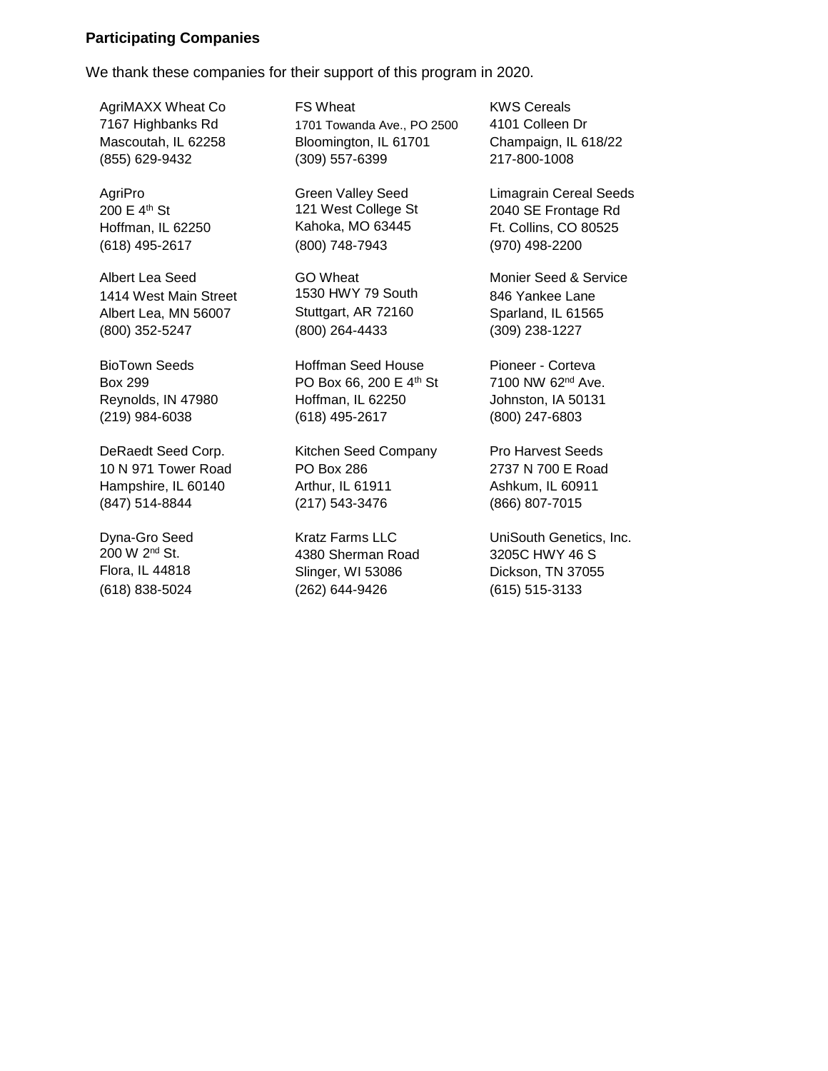**Participating Companies**

We thank these companies for their support of this program in 2020.

AgriMAXX Wheat Co
7167 Highbanks Rd
Mascoutah, IL 62258
(855) 629-9432

AgriPro
200 E 4th St
Hoffman, IL 62250
(618) 495-2617

Albert Lea Seed
1414 West Main Street
Albert Lea, MN 56007
(800) 352-5247

BioTown Seeds
Box 299
Reynolds, IN 47980
(219) 984-6038

DeRaedt Seed Corp.
10 N 971 Tower Road
Hampshire, IL 60140
(847) 514-8844

Dyna-Gro Seed
200 W 2nd St.
Flora, IL 44818
(618) 838-5024

FS Wheat
1701 Towanda Ave., PO 2500
Bloomington, IL 61701
(309) 557-6399

Green Valley Seed
121 West College St
Kahoka, MO 63445
(800) 748-7943

GO Wheat
1530 HWY 79 South
Stuttgart, AR 72160
(800) 264-4433

Hoffman Seed House
PO Box 66, 200 E 4th St
Hoffman, IL 62250
(618) 495-2617

Kitchen Seed Company
PO Box 286
Arthur, IL 61911
(217) 543-3476

Kratz Farms LLC
4380 Sherman Road
Slinger, WI 53086
(262) 644-9426

KWS Cereals
4101 Colleen Dr
Champaign, IL 618/22
217-800-1008

Limagrain Cereal Seeds
2040 SE Frontage Rd
Ft. Collins, CO 80525
(970) 498-2200

Monier Seed & Service
846 Yankee Lane
Sparland, IL 61565
(309) 238-1227

Pioneer - Corteva
7100 NW 62nd Ave.
Johnston, IA 50131
(800) 247-6803

Pro Harvest Seeds
2737 N 700 E Road
Ashkum, IL 60911
(866) 807-7015

UniSouth Genetics, Inc.
3205C HWY 46 S
Dickson, TN 37055
(615) 515-3133